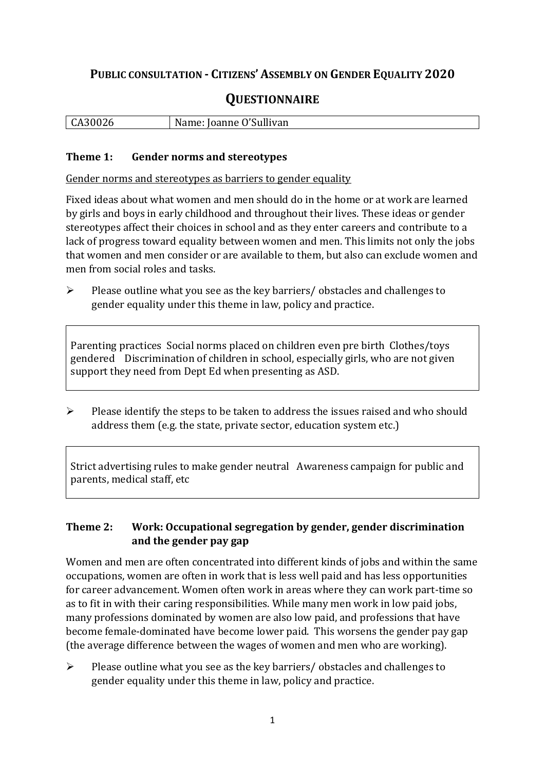# PUBLIC CONSULTATION - CITIZENS' ASSEMBLY ON GENDER EQUALITY 2020

## QUESTIONNAIRE

| CA30026 | Name: Joanne O'Sullivan |
|---|---|

### Theme 1: Gender norms and stereotypes

Gender norms and stereotypes as barriers to gender equality

Fixed ideas about what women and men should do in the home or at work are learned by girls and boys in early childhood and throughout their lives. These ideas or gender stereotypes affect their choices in school and as they enter careers and contribute to a lack of progress toward equality between women and men. This limits not only the jobs that women and men consider or are available to them, but also can exclude women and men from social roles and tasks.

- Please outline what you see as the key barriers/ obstacles and challenges to gender equality under this theme in law, policy and practice.

> Parenting practices Social norms placed on children even pre birth Clothes/toys gendered Discrimination of children in school, especially girls, who are not given support they need from Dept Ed when presenting as ASD.

- Please identify the steps to be taken to address the issues raised and who should address them (e.g. the state, private sector, education system etc.)

> Strict advertising rules to make gender neutral Awareness campaign for public and parents, medical staff, etc

### Theme 2: Work: Occupational segregation by gender, gender discrimination and the gender pay gap

Women and men are often concentrated into different kinds of jobs and within the same occupations, women are often in work that is less well paid and has less opportunities for career advancement. Women often work in areas where they can work part-time so as to fit in with their caring responsibilities. While many men work in low paid jobs, many professions dominated by women are also low paid, and professions that have become female-dominated have become lower paid. This worsens the gender pay gap (the average difference between the wages of women and men who are working).

- Please outline what you see as the key barriers/ obstacles and challenges to gender equality under this theme in law, policy and practice.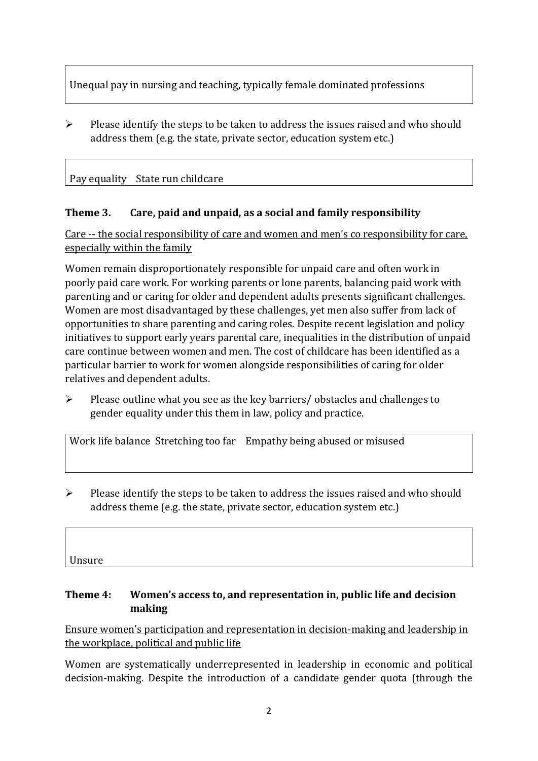Unequal pay in nursing and teaching, typically female dominated professions

- Please identify the steps to be taken to address the issues raised and who should address them (e.g. the state, private sector, education system etc.)

Pay equality    State run childcare

### Theme 3. Care, paid and unpaid, as a social and family responsibility

<u>Care -- the social responsibility of care and women and men's co responsibility for care, especially within the family</u>

Women remain disproportionately responsible for unpaid care and often work in poorly paid care work. For working parents or lone parents, balancing paid work with parenting and or caring for older and dependent adults presents significant challenges. Women are most disadvantaged by these challenges, yet men also suffer from lack of opportunities to share parenting and caring roles. Despite recent legislation and policy initiatives to support early years parental care, inequalities in the distribution of unpaid care continue between women and men. The cost of childcare has been identified as a particular barrier to work for women alongside responsibilities of caring for older relatives and dependent adults.

- Please outline what you see as the key barriers/ obstacles and challenges to gender equality under this them in law, policy and practice.

Work life balance  Stretching too far    Empathy being abused or misused

- Please identify the steps to be taken to address the issues raised and who should address theme (e.g. the state, private sector, education system etc.)

Unsure

### Theme 4: Women's access to, and representation in, public life and decision making

<u>Ensure women's participation and representation in decision-making and leadership in the workplace, political and public life</u>

Women are systematically underrepresented in leadership in economic and political decision-making. Despite the introduction of a candidate gender quota (through the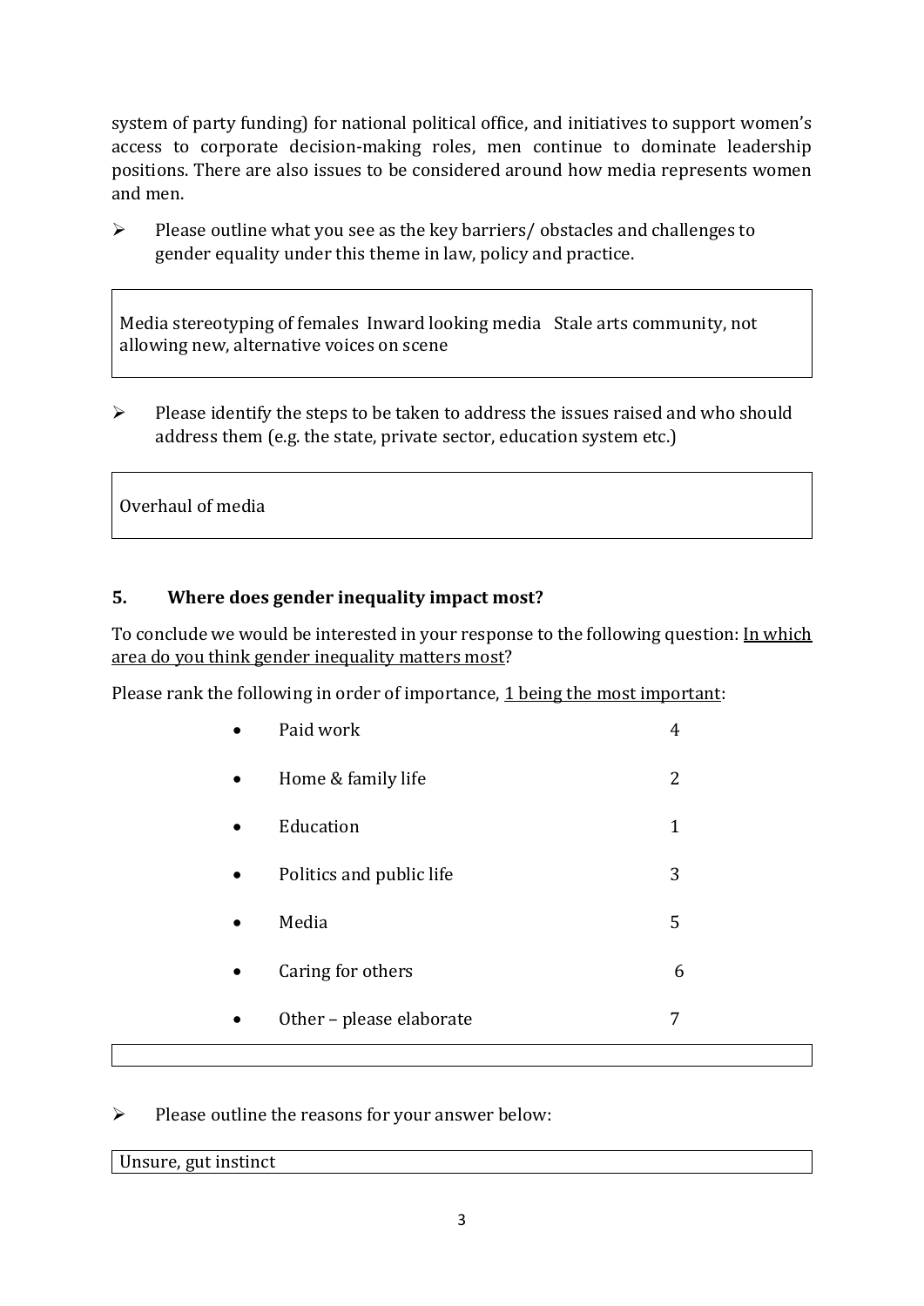system of party funding) for national political office, and initiatives to support women's access to corporate decision-making roles, men continue to dominate leadership positions. There are also issues to be considered around how media represents women and men.

- Please outline what you see as the key barriers/ obstacles and challenges to gender equality under this theme in law, policy and practice.

| Media stereotyping of females Inward looking media Stale arts community, not allowing new, alternative voices on scene |
|---|

- Please identify the steps to be taken to address the issues raised and who should address them (e.g. the state, private sector, education system etc.)

| Overhaul of media |
|---|

## 5. Where does gender inequality impact most?

To conclude we would be interested in your response to the following question: In which area do you think gender inequality matters most?

Please rank the following in order of importance, 1 being the most important:

| Area | Rank |
|---|---|
| Paid work | 4 |
| Home & family life | 2 |
| Education | 1 |
| Politics and public life | 3 |
| Media | 5 |
| Caring for others | 6 |
| Other – please elaborate | 7 |

- Please outline the reasons for your answer below:

| Unsure, gut instinct |
|---|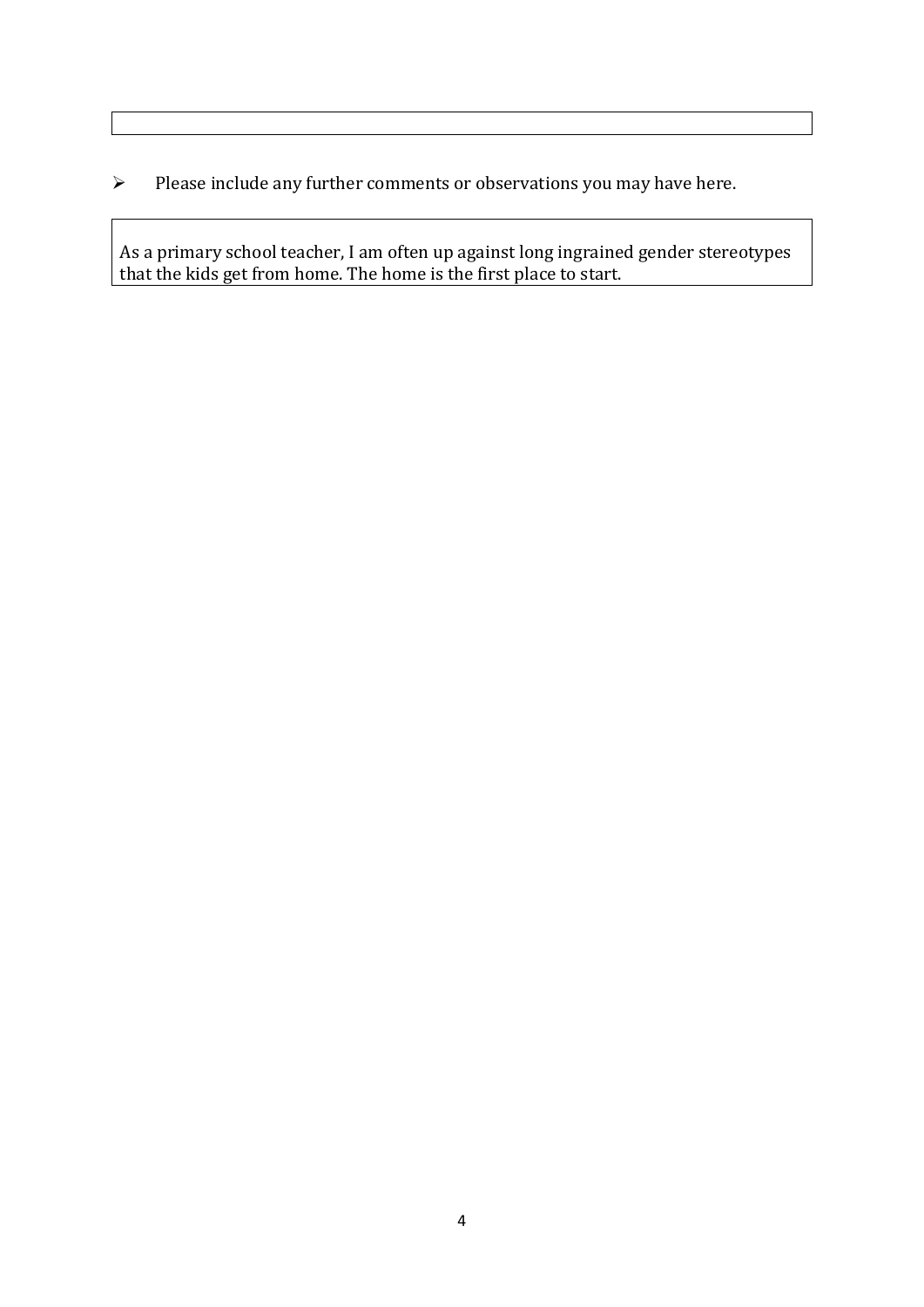- Please include any further comments or observations you may have here.

As a primary school teacher, I am often up against long ingrained gender stereotypes that the kids get from home. The home is the first place to start.